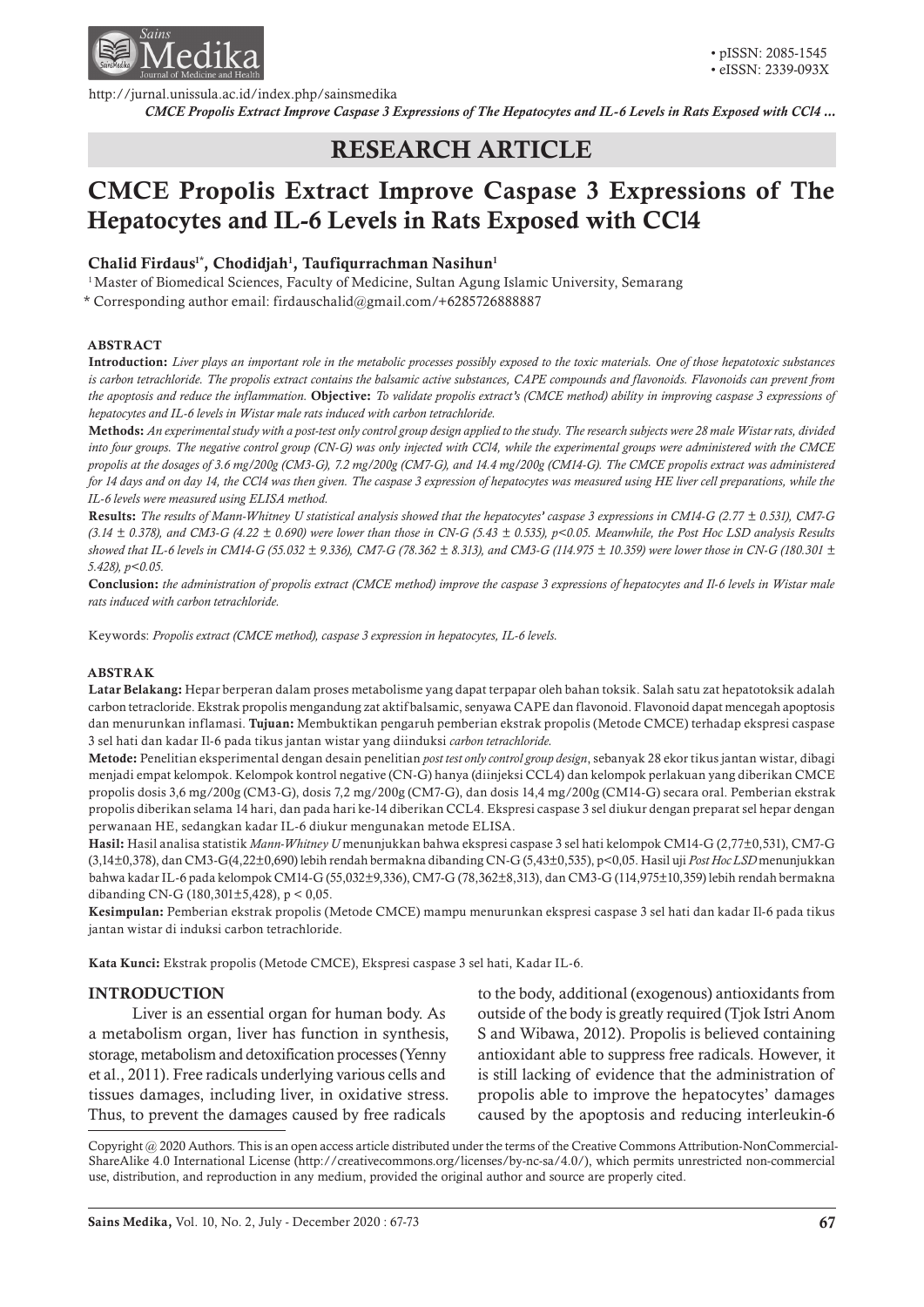# RESEARCH ARTICLE

# CMCE Propolis Extract Improve Caspase 3 Expressions of The Hepatocytes and IL-6 Levels in Rats Exposed with CCl4

**Chalid Firdaus[1*], Chodidjah[1], Taufiqurrachman Nasihun[1]**

[1] Master of Biomedical Sciences, Faculty of Medicine, Sultan Agung Islamic University, Semarang

* Corresponding author email: firdauschalid@gmail.com/+6285726888887

### ABSTRACT

**Introduction:** *Liver plays an important role in the metabolic processes possibly exposed to the toxic materials. One of those hepatotoxic substances is carbon tetrachloride. The propolis extract contains the balsamic active substances, CAPE compounds and flavonoids. Flavonoids can prevent from the apoptosis and reduce the inflammation.* **Objective:** *To validate propolis extract's (CMCE method) ability in improving caspase 3 expressions of hepatocytes and IL-6 levels in Wistar male rats induced with carbon tetrachloride.*

**Methods:** *An experimental study with a post-test only control group design applied to the study. The research subjects were 28 male Wistar rats, divided into four groups. The negative control group (CN-G) was only injected with CCl4, while the experimental groups were administered with the CMCE propolis at the dosages of 3.6 mg/200g (CM3-G), 7.2 mg/200g (CM7-G), and 14.4 mg/200g (CM14-G). The CMCE propolis extract was administered for 14 days and on day 14, the CCl4 was then given. The caspase 3 expression of hepatocytes was measured using HE liver cell preparations, while the IL-6 levels were measured using ELISA method.*

**Results:** *The results of Mann-Whitney U statistical analysis showed that the hepatocytes' caspase 3 expressions in CM14-G (2.77 ± 0.531), CM7-G (3.14 ± 0.378), and CM3-G (4.22 ± 0.690) were lower than those in CN-G (5.43 ± 0.535), p<0.05. Meanwhile, the Post Hoc LSD analysis Results showed that IL-6 levels in CM14-G (55.032 ± 9.336), CM7-G (78.362 ± 8.313), and CM3-G (114.975 ± 10.359) were lower those in CN-G (180.301 ± 5.428), p<0.05.*

**Conclusion:** *the administration of propolis extract (CMCE method) improve the caspase 3 expressions of hepatocytes and Il-6 levels in Wistar male rats induced with carbon tetrachloride.*

Keywords: *Propolis extract (CMCE method), caspase 3 expression in hepatocytes, IL-6 levels.*

### ABSTRAK

**Latar Belakang:** Hepar berperan dalam proses metabolisme yang dapat terpapar oleh bahan toksik. Salah satu zat hepatotoksik adalah carbon tetracloride. Ekstrak propolis mengandung zat aktif balsamic, senyawa CAPE dan flavonoid. Flavonoid dapat mencegah apoptosis dan menurunkan inflamasi. **Tujuan:** Membuktikan pengaruh pemberian ekstrak propolis (Metode CMCE) terhadap ekspresi caspase 3 sel hati dan kadar Il-6 pada tikus jantan wistar yang diinduksi *carbon tetrachloride.*

**Metode:** Penelitian eksperimental dengan desain penelitian *post test only control group design*, sebanyak 28 ekor tikus jantan wistar, dibagi menjadi empat kelompok. Kelompok kontrol negative (CN-G) hanya (diinjeksi CCL4) dan kelompok perlakuan yang diberikan CMCE propolis dosis 3,6 mg/200g (CM3-G), dosis 7,2 mg/200g (CM7-G), dan dosis 14,4 mg/200g (CM14-G) secara oral. Pemberian ekstrak propolis diberikan selama 14 hari, dan pada hari ke-14 diberikan CCL4. Ekspresi caspase 3 sel diukur dengan preparat sel hepar dengan perwanaan HE, sedangkan kadar IL-6 diukur mengunakan metode ELISA.

**Hasil:** Hasil analisa statistik *Mann-Whitney U* menunjukkan bahwa ekspresi caspase 3 sel hati kelompok CM14-G (2,77±0,531), CM7-G (3,14±0,378), dan CM3-G(4,22±0,690) lebih rendah bermakna dibanding CN-G (5,43±0,535), p<0,05. Hasil uji *Post Hoc LSD* menunjukkan bahwa kadar IL-6 pada kelompok CM14-G (55,032±9,336), CM7-G (78,362±8,313), dan CM3-G (114,975±10,359) lebih rendah bermakna dibanding CN-G (180,301±5,428), p < 0,05.

**Kesimpulan:** Pemberian ekstrak propolis (Metode CMCE) mampu menurunkan ekspresi caspase 3 sel hati dan kadar Il-6 pada tikus jantan wistar di induksi carbon tetrachloride.

**Kata Kunci:** Ekstrak propolis (Metode CMCE), Ekspresi caspase 3 sel hati, Kadar IL-6.

## INTRODUCTION

Liver is an essential organ for human body. As a metabolism organ, liver has function in synthesis, storage, metabolism and detoxification processes (Yenny et al., 2011). Free radicals underlying various cells and tissues damages, including liver, in oxidative stress. Thus, to prevent the damages caused by free radicals to the body, additional (exogenous) antioxidants from outside of the body is greatly required (Tjok Istri Anom S and Wibawa, 2012). Propolis is believed containing antioxidant able to suppress free radicals. However, it is still lacking of evidence that the administration of propolis able to improve the hepatocytes' damages caused by the apoptosis and reducing interleukin-6

Copyright @ 2020 Authors. This is an open access article distributed under the terms of the Creative Commons Attribution-NonCommercial-ShareAlike 4.0 International License (http://creativecommons.org/licenses/by-nc-sa/4.0/), which permits unrestricted non-commercial use, distribution, and reproduction in any medium, provided the original author and source are properly cited.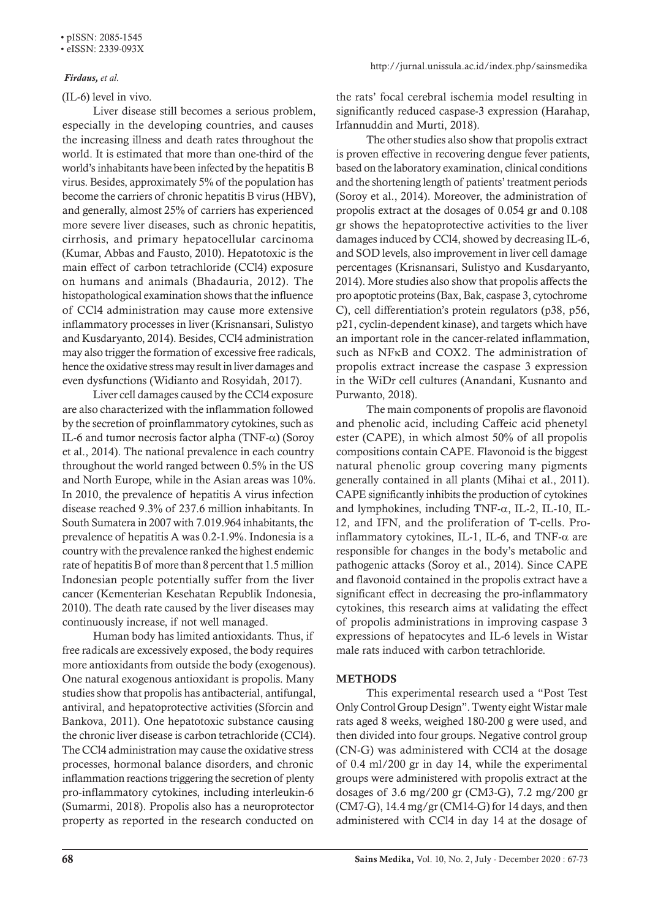(IL-6) level in vivo.

Liver disease still becomes a serious problem, especially in the developing countries, and causes the increasing illness and death rates throughout the world. It is estimated that more than one-third of the world's inhabitants have been infected by the hepatitis B virus. Besides, approximately 5% of the population has become the carriers of chronic hepatitis B virus (HBV), and generally, almost 25% of carriers has experienced more severe liver diseases, such as chronic hepatitis, cirrhosis, and primary hepatocellular carcinoma (Kumar, Abbas and Fausto, 2010). Hepatotoxic is the main effect of carbon tetrachloride (CCl4) exposure on humans and animals (Bhadauria, 2012). The histopathological examination shows that the influence of CCl4 administration may cause more extensive inflammatory processes in liver (Krisnansari, Sulistyo and Kusdaryanto, 2014). Besides, CCl4 administration may also trigger the formation of excessive free radicals, hence the oxidative stress may result in liver damages and even dysfunctions (Widianto and Rosyidah, 2017).

Liver cell damages caused by the CCl4 exposure are also characterized with the inflammation followed by the secretion of proinflammatory cytokines, such as IL-6 and tumor necrosis factor alpha (TNF-$\alpha$) (Soroy et al., 2014). The national prevalence in each country throughout the world ranged between 0.5% in the US and North Europe, while in the Asian areas was 10%. In 2010, the prevalence of hepatitis A virus infection disease reached 9.3% of 237.6 million inhabitants. In South Sumatera in 2007 with 7.019.964 inhabitants, the prevalence of hepatitis A was 0.2-1.9%. Indonesia is a country with the prevalence ranked the highest endemic rate of hepatitis B of more than 8 percent that 1.5 million Indonesian people potentially suffer from the liver cancer (Kementerian Kesehatan Republik Indonesia, 2010). The death rate caused by the liver diseases may continuously increase, if not well managed.

Human body has limited antioxidants. Thus, if free radicals are excessively exposed, the body requires more antioxidants from outside the body (exogenous). One natural exogenous antioxidant is propolis. Many studies show that propolis has antibacterial, antifungal, antiviral, and hepatoprotective activities (Sforcin and Bankova, 2011). One hepatotoxic substance causing the chronic liver disease is carbon tetrachloride (CCl4). The CCl4 administration may cause the oxidative stress processes, hormonal balance disorders, and chronic inflammation reactions triggering the secretion of plenty pro-inflammatory cytokines, including interleukin-6 (Sumarmi, 2018). Propolis also has a neuroprotector property as reported in the research conducted on the rats' focal cerebral ischemia model resulting in significantly reduced caspase-3 expression (Harahap, Irfannuddin and Murti, 2018).

The other studies also show that propolis extract is proven effective in recovering dengue fever patients, based on the laboratory examination, clinical conditions and the shortening length of patients' treatment periods (Soroy et al., 2014). Moreover, the administration of propolis extract at the dosages of 0.054 gr and 0.108 gr shows the hepatoprotective activities to the liver damages induced by CCl4, showed by decreasing IL-6, and SOD levels, also improvement in liver cell damage percentages (Krisnansari, Sulistyo and Kusdaryanto, 2014). More studies also show that propolis affects the pro apoptotic proteins (Bax, Bak, caspase 3, cytochrome C), cell differentiation's protein regulators (p38, p56, p21, cyclin-dependent kinase), and targets which have an important role in the cancer-related inflammation, such as NFκB and COX2. The administration of propolis extract increase the caspase 3 expression in the WiDr cell cultures (Anandani, Kusnanto and Purwanto, 2018).

The main components of propolis are flavonoid and phenolic acid, including Caffeic acid phenetyl ester (CAPE), in which almost 50% of all propolis compositions contain CAPE. Flavonoid is the biggest natural phenolic group covering many pigments generally contained in all plants (Mihai et al., 2011). CAPE significantly inhibits the production of cytokines and lymphokines, including TNF-$\alpha$, IL-2, IL-10, IL-12, and IFN, and the proliferation of T-cells. Pro-inflammatory cytokines, IL-1, IL-6, and TNF-$\alpha$ are responsible for changes in the body's metabolic and pathogenic attacks (Soroy et al., 2014). Since CAPE and flavonoid contained in the propolis extract have a significant effect in decreasing the pro-inflammatory cytokines, this research aims at validating the effect of propolis administrations in improving caspase 3 expressions of hepatocytes and IL-6 levels in Wistar male rats induced with carbon tetrachloride.

## METHODS

This experimental research used a "Post Test Only Control Group Design". Twenty eight Wistar male rats aged 8 weeks, weighed 180-200 g were used, and then divided into four groups. Negative control group (CN-G) was administered with CCl4 at the dosage of 0.4 ml/200 gr in day 14, while the experimental groups were administered with propolis extract at the dosages of 3.6 mg/200 gr (CM3-G), 7.2 mg/200 gr (CM7-G), 14.4 mg/gr (CM14-G) for 14 days, and then administered with CCl4 in day 14 at the dosage of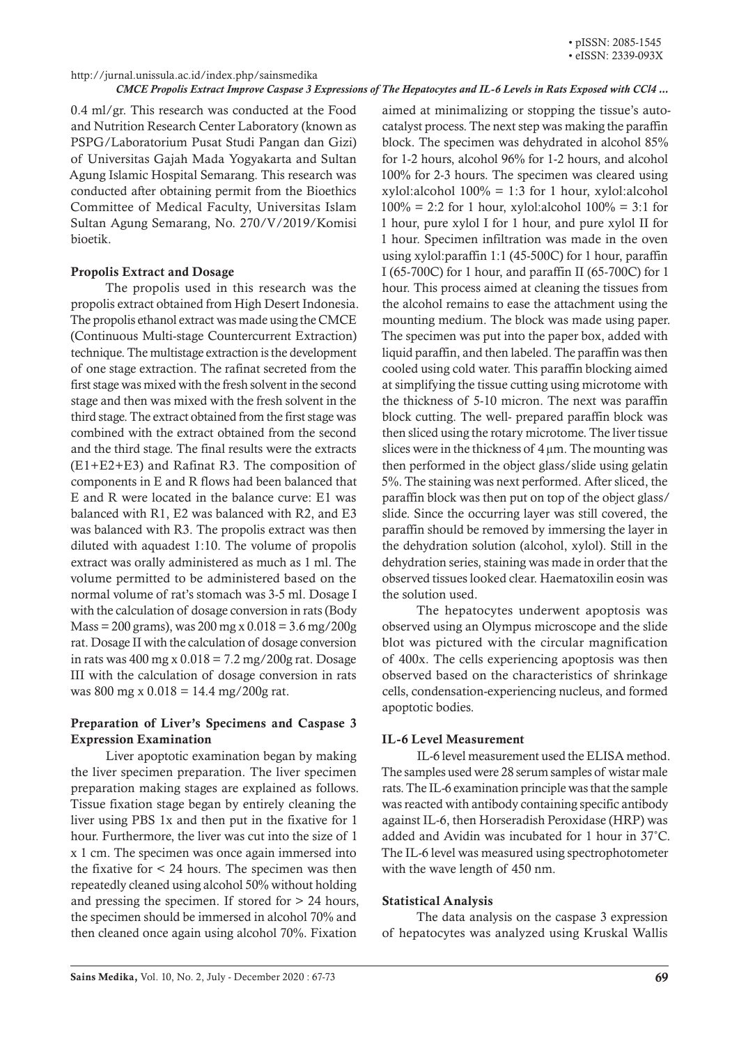0.4 ml/gr. This research was conducted at the Food and Nutrition Research Center Laboratory (known as PSPG/Laboratorium Pusat Studi Pangan dan Gizi) of Universitas Gajah Mada Yogyakarta and Sultan Agung Islamic Hospital Semarang. This research was conducted after obtaining permit from the Bioethics Committee of Medical Faculty, Universitas Islam Sultan Agung Semarang, No. 270/V/2019/Komisi bioetik.

### Propolis Extract and Dosage

The propolis used in this research was the propolis extract obtained from High Desert Indonesia. The propolis ethanol extract was made using the CMCE (Continuous Multi-stage Countercurrent Extraction) technique. The multistage extraction is the development of one stage extraction. The rafinat secreted from the first stage was mixed with the fresh solvent in the second stage and then was mixed with the fresh solvent in the third stage. The extract obtained from the first stage was combined with the extract obtained from the second and the third stage. The final results were the extracts (E1+E2+E3) and Rafinat R3. The composition of components in E and R flows had been balanced that E and R were located in the balance curve: E1 was balanced with R1, E2 was balanced with R2, and E3 was balanced with R3. The propolis extract was then diluted with aquadest 1:10. The volume of propolis extract was orally administered as much as 1 ml. The volume permitted to be administered based on the normal volume of rat's stomach was 3-5 ml. Dosage I with the calculation of dosage conversion in rats (Body Mass = 200 grams), was 200 mg x 0.018 = 3.6 mg/200g rat. Dosage II with the calculation of dosage conversion in rats was 400 mg x 0.018 = 7.2 mg/200g rat. Dosage III with the calculation of dosage conversion in rats was 800 mg x 0.018 = 14.4 mg/200g rat.

### Preparation of Liver's Specimens and Caspase 3 Expression Examination

Liver apoptotic examination began by making the liver specimen preparation. The liver specimen preparation making stages are explained as follows. Tissue fixation stage began by entirely cleaning the liver using PBS 1x and then put in the fixative for 1 hour. Furthermore, the liver was cut into the size of 1 x 1 cm. The specimen was once again immersed into the fixative for < 24 hours. The specimen was then repeatedly cleaned using alcohol 50% without holding and pressing the specimen. If stored for > 24 hours, the specimen should be immersed in alcohol 70% and then cleaned once again using alcohol 70%. Fixation aimed at minimalizing or stopping the tissue's auto-catalyst process. The next step was making the paraffin block. The specimen was dehydrated in alcohol 85% for 1-2 hours, alcohol 96% for 1-2 hours, and alcohol 100% for 2-3 hours. The specimen was cleared using xylol:alcohol 100% = 1:3 for 1 hour, xylol:alcohol 100% = 2:2 for 1 hour, xylol:alcohol 100% = 3:1 for 1 hour, pure xylol I for 1 hour, and pure xylol II for 1 hour. Specimen infiltration was made in the oven using xylol:paraffin 1:1 (45-500C) for 1 hour, paraffin I (65-700C) for 1 hour, and paraffin II (65-700C) for 1 hour. This process aimed at cleaning the tissues from the alcohol remains to ease the attachment using the mounting medium. The block was made using paper. The specimen was put into the paper box, added with liquid paraffin, and then labeled. The paraffin was then cooled using cold water. This paraffin blocking aimed at simplifying the tissue cutting using microtome with the thickness of 5-10 micron. The next was paraffin block cutting. The well- prepared paraffin block was then sliced using the rotary microtome. The liver tissue slices were in the thickness of 4 μm. The mounting was then performed in the object glass/slide using gelatin 5%. The staining was next performed. After sliced, the paraffin block was then put on top of the object glass/slide. Since the occurring layer was still covered, the paraffin should be removed by immersing the layer in the dehydration solution (alcohol, xylol). Still in the dehydration series, staining was made in order that the observed tissues looked clear. Haematoxilin eosin was the solution used.

The hepatocytes underwent apoptosis was observed using an Olympus microscope and the slide blot was pictured with the circular magnification of 400x. The cells experiencing apoptosis was then observed based on the characteristics of shrinkage cells, condensation-experiencing nucleus, and formed apoptotic bodies.

### IL-6 Level Measurement

IL-6 level measurement used the ELISA method. The samples used were 28 serum samples of wistar male rats. The IL-6 examination principle was that the sample was reacted with antibody containing specific antibody against IL-6, then Horseradish Peroxidase (HRP) was added and Avidin was incubated for 1 hour in 37°C. The IL-6 level was measured using spectrophotometer with the wave length of 450 nm.

### Statistical Analysis

The data analysis on the caspase 3 expression of hepatocytes was analyzed using Kruskal Wallis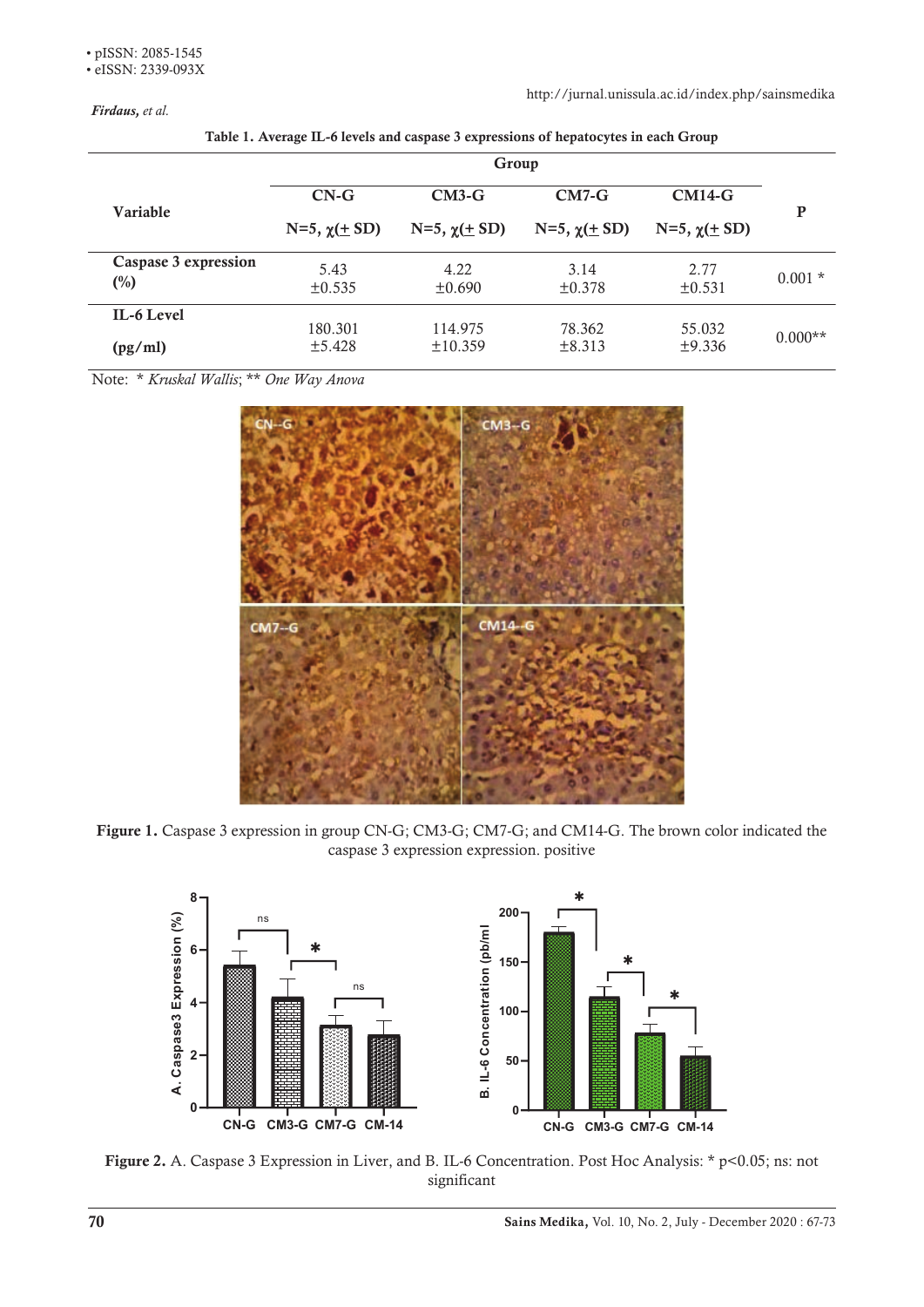Table 1. Average IL-6 levels and caspase 3 expressions of hepatocytes in each Group

| Variable | Group | | | | P |
|---|---|---|---|---|---|
| | CN-G N=5, χ(± SD) | CM3-G N=5, χ(± SD) | CM7-G N=5, χ(± SD) | CM14-G N=5, χ(± SD) | |
| Caspase 3 expression (%) | 5.43 ±0.535 | 4.22 ±0.690 | 3.14 ±0.378 | 2.77 ±0.531 | 0.001 * |
| IL-6 Level (pg/ml) | 180.301 ±5.428 | 114.975 ±10.359 | 78.362 ±8.313 | 55.032 ±9.336 | 0.000** |

Note: * *Kruskal Wallis*; ** *One Way Anova*

**Figure 1.** Caspase 3 expression in group CN-G; CM3-G; CM7-G; and CM14-G. The brown color indicated the caspase 3 expression expression. positive

**Figure 2.** A. Caspase 3 Expression in Liver, and B. IL-6 Concentration. Post Hoc Analysis: * p<0.05; ns: not significant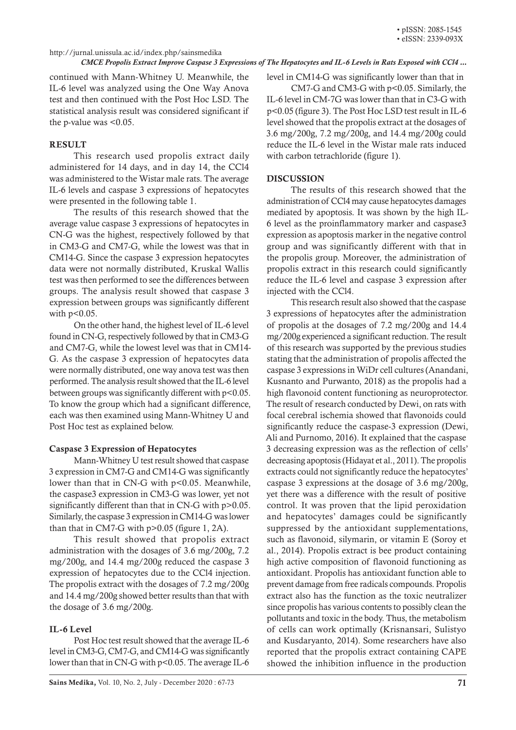continued with Mann-Whitney U. Meanwhile, the IL-6 level was analyzed using the One Way Anova test and then continued with the Post Hoc LSD. The statistical analysis result was considered significant if the p-value was <0.05.

## RESULT

This research used propolis extract daily administered for 14 days, and in day 14, the $CCl_4$ was administered to the Wistar male rats. The average IL-6 levels and caspase 3 expressions of hepatocytes were presented in the following table 1.

The results of this research showed that the average value caspase 3 expressions of hepatocytes in CN-G was the highest, respectively followed by that in CM3-G and CM7-G, while the lowest was that in CM14-G. Since the caspase 3 expression hepatocytes data were not normally distributed, Kruskal Wallis test was then performed to see the differences between groups. The analysis result showed that caspase 3 expression between groups was significantly different with $p<0.05$.

On the other hand, the highest level of IL-6 level found in CN-G, respectively followed by that in CM3-G and CM7-G, while the lowest level was that in CM14-G. As the caspase 3 expression of hepatocytes data were normally distributed, one way anova test was then performed. The analysis result showed that the IL-6 level between groups was significantly different with $p<0.05$. To know the group which had a significant difference, each was then examined using Mann-Whitney U and Post Hoc test as explained below.

### Caspase 3 Expression of Hepatocytes

Mann-Whitney U test result showed that caspase 3 expression in CM7-G and CM14-G was significantly lower than that in CN-G with $p<0.05$. Meanwhile, the caspase3 expression in CM3-G was lower, yet not significantly different than that in CN-G with $p>0.05$. Similarly, the caspase 3 expression in CM14-G was lower than that in CM7-G with $p>0.05$ (figure 1, 2A).

This result showed that propolis extract administration with the dosages of 3.6 mg/200g, 7.2 mg/200g, and 14.4 mg/200g reduced the caspase 3 expression of hepatocytes due to the $CCl_4$ injection. The propolis extract with the dosages of 7.2 mg/200g and 14.4 mg/200g showed better results than that with the dosage of 3.6 mg/200g.

### IL-6 Level

Post Hoc test result showed that the average IL-6 level in CM3-G, CM7-G, and CM14-G was significantly lower than that in CN-G with $p<0.05$. The average IL-6 level in CM14-G was significantly lower than that in CM7-G and CM3-G with $p<0.05$. Similarly, the IL-6 level in CM-7G was lower than that in C3-G with $p<0.05$ (figure 3). The Post Hoc LSD test result in IL-6 level showed that the propolis extract at the dosages of 3.6 mg/200g, 7.2 mg/200g, and 14.4 mg/200g could reduce the IL-6 level in the Wistar male rats induced with carbon tetrachloride (figure 1).

## DISCUSSION

The results of this research showed that the administration of $CCl_4$ may cause hepatocytes damages mediated by apoptosis. It was shown by the high IL-6 level as the proinflammatory marker and caspase3 expression as apoptosis marker in the negative control group and was significantly different with that in the propolis group. Moreover, the administration of propolis extract in this research could significantly reduce the IL-6 level and caspase 3 expression after injected with the $CCl_4$.

This research result also showed that the caspase 3 expressions of hepatocytes after the administration of propolis at the dosages of 7.2 mg/200g and 14.4 mg/200g experienced a significant reduction. The result of this research was supported by the previous studies stating that the administration of propolis affected the caspase 3 expressions in WiDr cell cultures (Anandani, Kusnanto and Purwanto, 2018) as the propolis had a high flavonoid content functioning as neuroprotector. The result of research conducted by Dewi, on rats with focal cerebral ischemia showed that flavonoids could significantly reduce the caspase-3 expression (Dewi, Ali and Purnomo, 2016). It explained that the caspase 3 decreasing expression was as the reflection of cells' decreasing apoptosis (Hidayat et al., 2011). The propolis extracts could not significantly reduce the hepatocytes' caspase 3 expressions at the dosage of 3.6 mg/200g, yet there was a difference with the result of positive control. It was proven that the lipid peroxidation and hepatocytes' damages could be significantly suppressed by the antioxidant supplementations, such as flavonoid, silymarin, or vitamin E (Soroy et al., 2014). Propolis extract is bee product containing high active composition of flavonoid functioning as antioxidant. Propolis has antioxidant function able to prevent damage from free radicals compounds. Propolis extract also has the function as the toxic neutralizer since propolis has various contents to possibly clean the pollutants and toxic in the body. Thus, the metabolism of cells can work optimally (Krisnansari, Sulistyo and Kusdaryanto, 2014). Some researchers have also reported that the propolis extract containing CAPE showed the inhibition influence in the production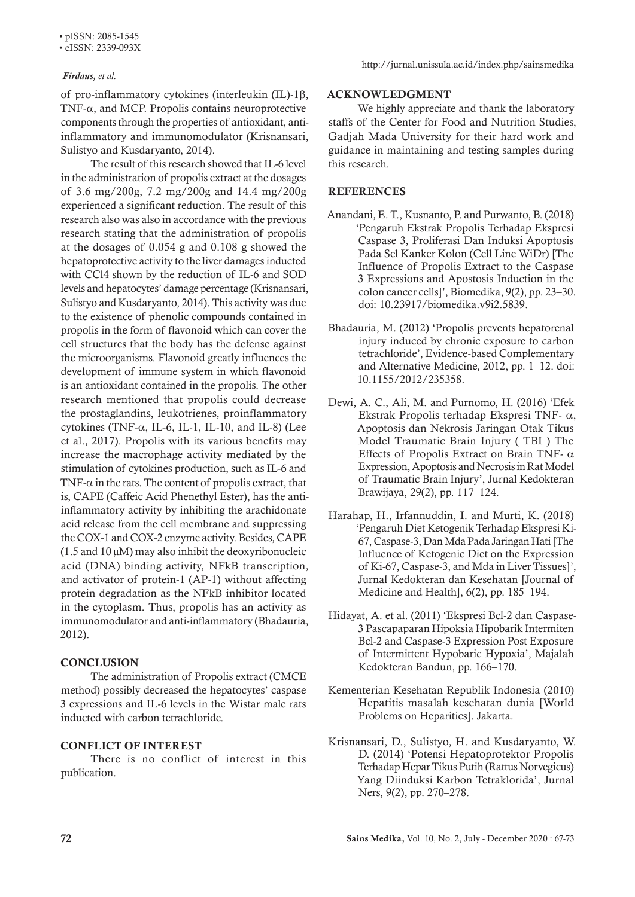of pro-inflammatory cytokines (interleukin (IL)-1β, TNF-α, and MCP. Propolis contains neuroprotective components through the properties of antioxidant, anti-inflammatory and immunomodulator (Krisnansari, Sulistyo and Kusdaryanto, 2014).

The result of this research showed that IL-6 level in the administration of propolis extract at the dosages of 3.6 mg/200g, 7.2 mg/200g and 14.4 mg/200g experienced a significant reduction. The result of this research also was also in accordance with the previous research stating that the administration of propolis at the dosages of 0.054 g and 0.108 g showed the hepatoprotective activity to the liver damages inducted with CCl4 shown by the reduction of IL-6 and SOD levels and hepatocytes' damage percentage (Krisnansari, Sulistyo and Kusdaryanto, 2014). This activity was due to the existence of phenolic compounds contained in propolis in the form of flavonoid which can cover the cell structures that the body has the defense against the microorganisms. Flavonoid greatly influences the development of immune system in which flavonoid is an antioxidant contained in the propolis. The other research mentioned that propolis could decrease the prostaglandins, leukotrienes, proinflammatory cytokines (TNF-α, IL-6, IL-1, IL-10, and IL-8) (Lee et al., 2017). Propolis with its various benefits may increase the macrophage activity mediated by the stimulation of cytokines production, such as IL-6 and TNF-α in the rats. The content of propolis extract, that is, CAPE (Caffeic Acid Phenethyl Ester), has the anti-inflammatory activity by inhibiting the arachidonate acid release from the cell membrane and suppressing the COX-1 and COX-2 enzyme activity. Besides, CAPE (1.5 and 10 μM) may also inhibit the deoxyribonucleic acid (DNA) binding activity, NFkB transcription, and activator of protein-1 (AP-1) without affecting protein degradation as the NFkB inhibitor located in the cytoplasm. Thus, propolis has an activity as immunomodulator and anti-inflammatory (Bhadauria, 2012).

## CONCLUSION

The administration of Propolis extract (CMCE method) possibly decreased the hepatocytes' caspase 3 expressions and IL-6 levels in the Wistar male rats inducted with carbon tetrachloride.

## CONFLICT OF INTEREST

There is no conflict of interest in this publication.

## ACKNOWLEDGMENT

We highly appreciate and thank the laboratory staffs of the Center for Food and Nutrition Studies, Gadjah Mada University for their hard work and guidance in maintaining and testing samples during this research.

## REFERENCES

Anandani, E. T., Kusnanto, P. and Purwanto, B. (2018) 'Pengaruh Ekstrak Propolis Terhadap Ekspresi Caspase 3, Proliferasi Dan Induksi Apoptosis Pada Sel Kanker Kolon (Cell Line WiDr) [The Influence of Propolis Extract to the Caspase 3 Expressions and Apostosis Induction in the colon cancer cells]', Biomedika, 9(2), pp. 23–30. doi: 10.23917/biomedika.v9i2.5839.

Bhadauria, M. (2012) 'Propolis prevents hepatorenal injury induced by chronic exposure to carbon tetrachloride', Evidence-based Complementary and Alternative Medicine, 2012, pp. 1–12. doi: 10.1155/2012/235358.

Dewi, A. C., Ali, M. and Purnomo, H. (2016) 'Efek Ekstrak Propolis terhadap Ekspresi TNF- α, Apoptosis dan Nekrosis Jaringan Otak Tikus Model Traumatic Brain Injury ( TBI ) The Effects of Propolis Extract on Brain TNF- α Expression, Apoptosis and Necrosis in Rat Model of Traumatic Brain Injury', Jurnal Kedokteran Brawijaya, 29(2), pp. 117–124.

Harahap, H., Irfannuddin, I. and Murti, K. (2018) 'Pengaruh Diet Ketogenik Terhadap Ekspresi Ki-67, Caspase-3, Dan Mda Pada Jaringan Hati [The Influence of Ketogenic Diet on the Expression of Ki-67, Caspase-3, and Mda in Liver Tissues]', Jurnal Kedokteran dan Kesehatan [Journal of Medicine and Health], 6(2), pp. 185–194.

Hidayat, A. et al. (2011) 'Ekspresi Bcl-2 dan Caspase-3 Pascapaparan Hipoksia Hipobarik Intermiten Bcl-2 and Caspase-3 Expression Post Exposure of Intermittent Hypobaric Hypoxia', Majalah Kedokteran Bandun, pp. 166–170.

Kementerian Kesehatan Republik Indonesia (2010) Hepatitis masalah kesehatan dunia [World Problems on Heparitics]. Jakarta.

Krisnansari, D., Sulistyo, H. and Kusdaryanto, W. D. (2014) 'Potensi Hepatoprotektor Propolis Terhadap Hepar Tikus Putih (Rattus Norvegicus) Yang Diinduksi Karbon Tetraklorida', Jurnal Ners, 9(2), pp. 270–278.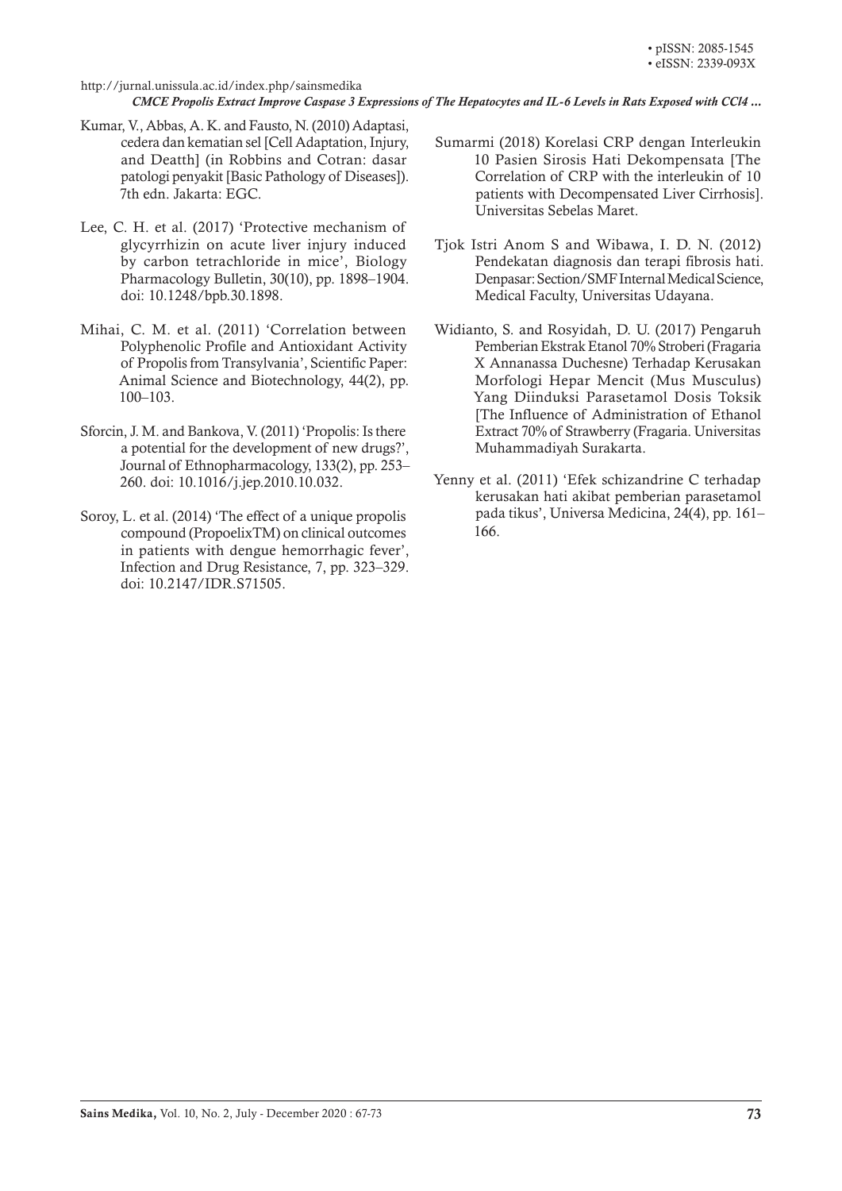Kumar, V., Abbas, A. K. and Fausto, N. (2010) Adaptasi, cedera dan kematian sel [Cell Adaptation, Injury, and Deatth] (in Robbins and Cotran: dasar patologi penyakit [Basic Pathology of Diseases]). 7th edn. Jakarta: EGC.

Lee, C. H. et al. (2017) 'Protective mechanism of glycyrrhizin on acute liver injury induced by carbon tetrachloride in mice', Biology Pharmacology Bulletin, 30(10), pp. 1898–1904. doi: 10.1248/bpb.30.1898.

Mihai, C. M. et al. (2011) 'Correlation between Polyphenolic Profile and Antioxidant Activity of Propolis from Transylvania', Scientific Paper: Animal Science and Biotechnology, 44(2), pp. 100–103.

Sforcin, J. M. and Bankova, V. (2011) 'Propolis: Is there a potential for the development of new drugs?', Journal of Ethnopharmacology, 133(2), pp. 253–260. doi: 10.1016/j.jep.2010.10.032.

Soroy, L. et al. (2014) 'The effect of a unique propolis compound (PropoelixTM) on clinical outcomes in patients with dengue hemorrhagic fever', Infection and Drug Resistance, 7, pp. 323–329. doi: 10.2147/IDR.S71505.

Sumarmi (2018) Korelasi CRP dengan Interleukin 10 Pasien Sirosis Hati Dekompensata [The Correlation of CRP with the interleukin of 10 patients with Decompensated Liver Cirrhosis]. Universitas Sebelas Maret.

Tjok Istri Anom S and Wibawa, I. D. N. (2012) Pendekatan diagnosis dan terapi fibrosis hati. Denpasar: Section/SMF Internal Medical Science, Medical Faculty, Universitas Udayana.

Widianto, S. and Rosyidah, D. U. (2017) Pengaruh Pemberian Ekstrak Etanol 70% Stroberi (Fragaria X Annanassa Duchesne) Terhadap Kerusakan Morfologi Hepar Mencit (Mus Musculus) Yang Diinduksi Parasetamol Dosis Toksik [The Influence of Administration of Ethanol Extract 70% of Strawberry (Fragaria. Universitas Muhammadiyah Surakarta.

Yenny et al. (2011) 'Efek schizandrine C terhadap kerusakan hati akibat pemberian parasetamol pada tikus', Universa Medicina, 24(4), pp. 161–166.